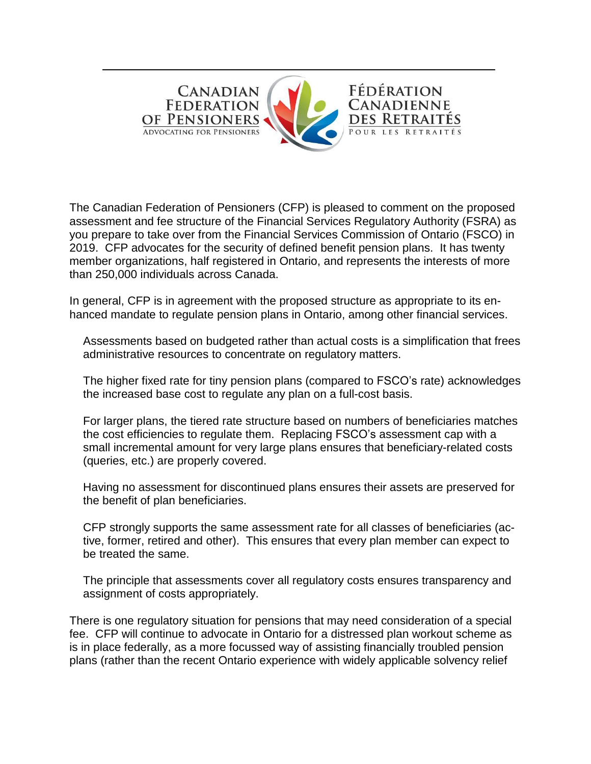CANADIAN FEDERATION OF PENSIONERS
ADVOCATING FOR PENSIONERS

FÉDÉRATION CANADIENNE DES RETRAITÉS
POUR LES RETRAITÉS

The Canadian Federation of Pensioners (CFP) is pleased to comment on the proposed assessment and fee structure of the Financial Services Regulatory Authority (FSRA) as you prepare to take over from the Financial Services Commission of Ontario (FSCO) in 2019. CFP advocates for the security of defined benefit pension plans. It has twenty member organizations, half registered in Ontario, and represents the interests of more than 250,000 individuals across Canada.

In general, CFP is in agreement with the proposed structure as appropriate to its enhanced mandate to regulate pension plans in Ontario, among other financial services.

> Assessments based on budgeted rather than actual costs is a simplification that frees administrative resources to concentrate on regulatory matters.
>
> The higher fixed rate for tiny pension plans (compared to FSCO's rate) acknowledges the increased base cost to regulate any plan on a full-cost basis.
>
> For larger plans, the tiered rate structure based on numbers of beneficiaries matches the cost efficiencies to regulate them. Replacing FSCO's assessment cap with a small incremental amount for very large plans ensures that beneficiary-related costs (queries, etc.) are properly covered.
>
> Having no assessment for discontinued plans ensures their assets are preserved for the benefit of plan beneficiaries.
>
> CFP strongly supports the same assessment rate for all classes of beneficiaries (active, former, retired and other). This ensures that every plan member can expect to be treated the same.
>
> The principle that assessments cover all regulatory costs ensures transparency and assignment of costs appropriately.

There is one regulatory situation for pensions that may need consideration of a special fee. CFP will continue to advocate in Ontario for a distressed plan workout scheme as is in place federally, as a more focussed way of assisting financially troubled pension plans (rather than the recent Ontario experience with widely applicable solvency relief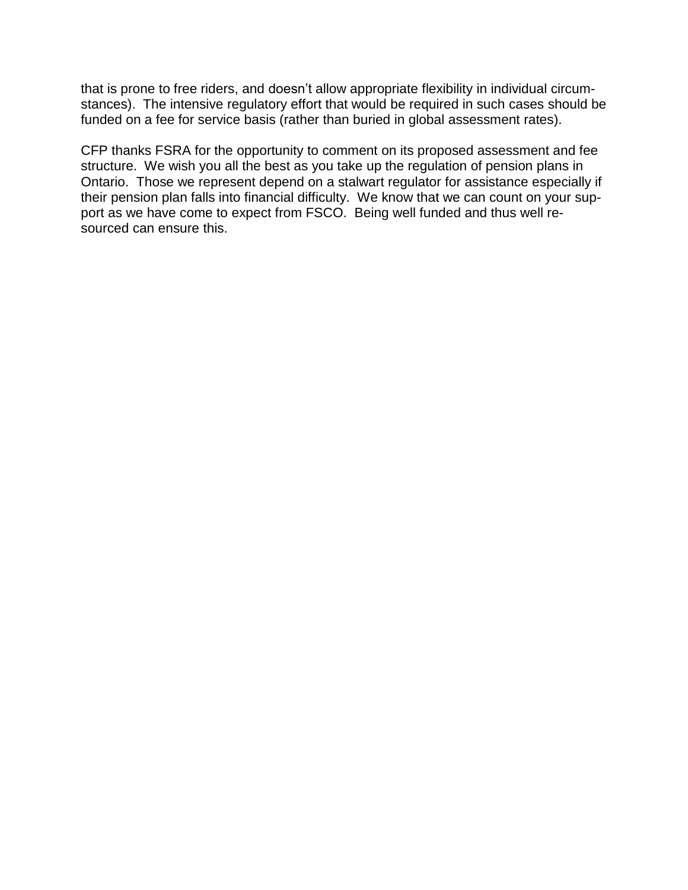that is prone to free riders, and doesn't allow appropriate flexibility in individual circumstances). The intensive regulatory effort that would be required in such cases should be funded on a fee for service basis (rather than buried in global assessment rates).

CFP thanks FSRA for the opportunity to comment on its proposed assessment and fee structure. We wish you all the best as you take up the regulation of pension plans in Ontario. Those we represent depend on a stalwart regulator for assistance especially if their pension plan falls into financial difficulty. We know that we can count on your support as we have come to expect from FSCO. Being well funded and thus well resourced can ensure this.